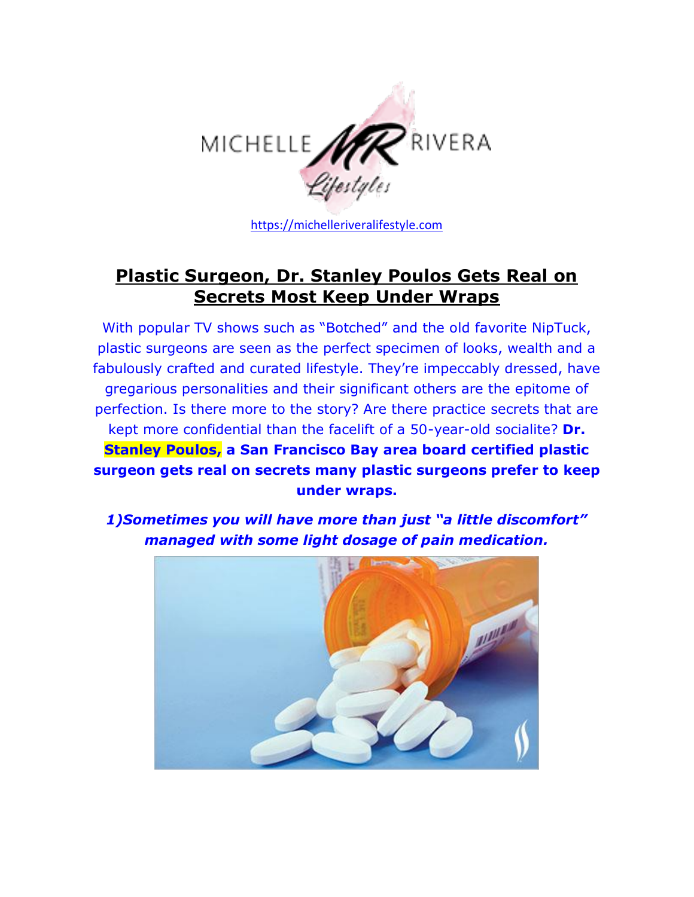MICHELLE MR RIVERA Lifestyles

https://michelleriveralifestyle.com

# Plastic Surgeon, Dr. Stanley Poulos Gets Real on Secrets Most Keep Under Wraps

With popular TV shows such as "Botched" and the old favorite NipTuck, plastic surgeons are seen as the perfect specimen of looks, wealth and a fabulously crafted and curated lifestyle. They're impeccably dressed, have gregarious personalities and their significant others are the epitome of perfection. Is there more to the story? Are there practice secrets that are kept more confidential than the facelift of a 50-year-old socialite? **Dr. Stanley Poulos, a San Francisco Bay area board certified plastic surgeon gets real on secrets many plastic surgeons prefer to keep under wraps.**

***1)Sometimes you will have more than just "a little discomfort" managed with some light dosage of pain medication.***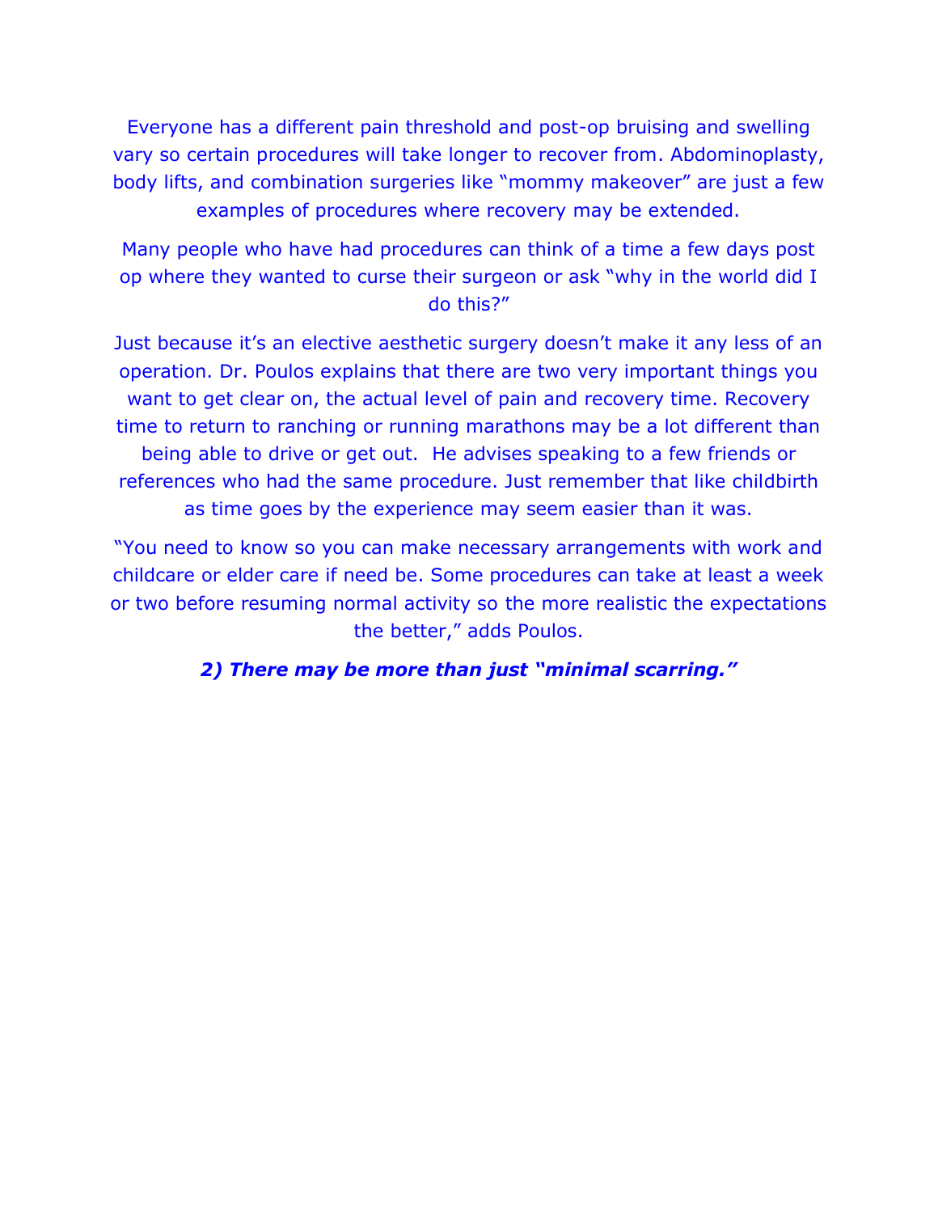Everyone has a different pain threshold and post-op bruising and swelling vary so certain procedures will take longer to recover from. Abdominoplasty, body lifts, and combination surgeries like "mommy makeover" are just a few examples of procedures where recovery may be extended.

Many people who have had procedures can think of a time a few days post op where they wanted to curse their surgeon or ask "why in the world did I do this?"

Just because it's an elective aesthetic surgery doesn't make it any less of an operation. Dr. Poulos explains that there are two very important things you want to get clear on, the actual level of pain and recovery time. Recovery time to return to ranching or running marathons may be a lot different than being able to drive or get out.  He advises speaking to a few friends or references who had the same procedure. Just remember that like childbirth as time goes by the experience may seem easier than it was.

"You need to know so you can make necessary arrangements with work and childcare or elder care if need be. Some procedures can take at least a week or two before resuming normal activity so the more realistic the expectations the better," adds Poulos.

***2) There may be more than just "minimal scarring."***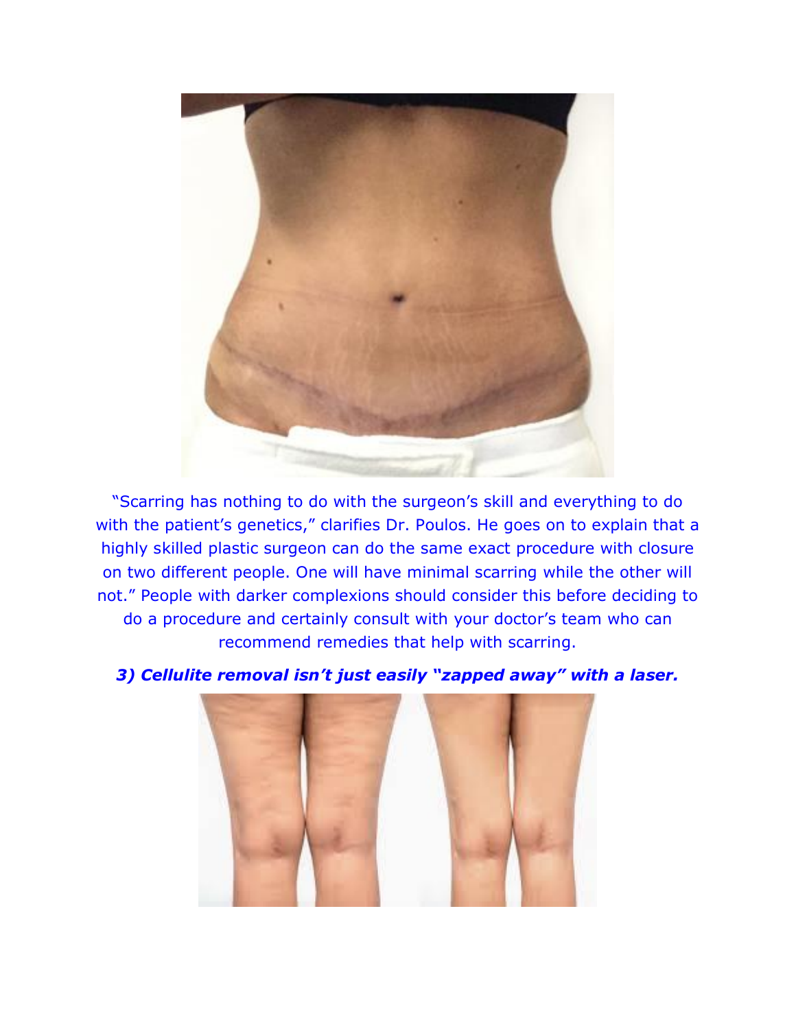"Scarring has nothing to do with the surgeon's skill and everything to do with the patient's genetics," clarifies Dr. Poulos. He goes on to explain that a highly skilled plastic surgeon can do the same exact procedure with closure on two different people. One will have minimal scarring while the other will not." People with darker complexions should consider this before deciding to do a procedure and certainly consult with your doctor's team who can recommend remedies that help with scarring.

***3) Cellulite removal isn't just easily "zapped away" with a laser.***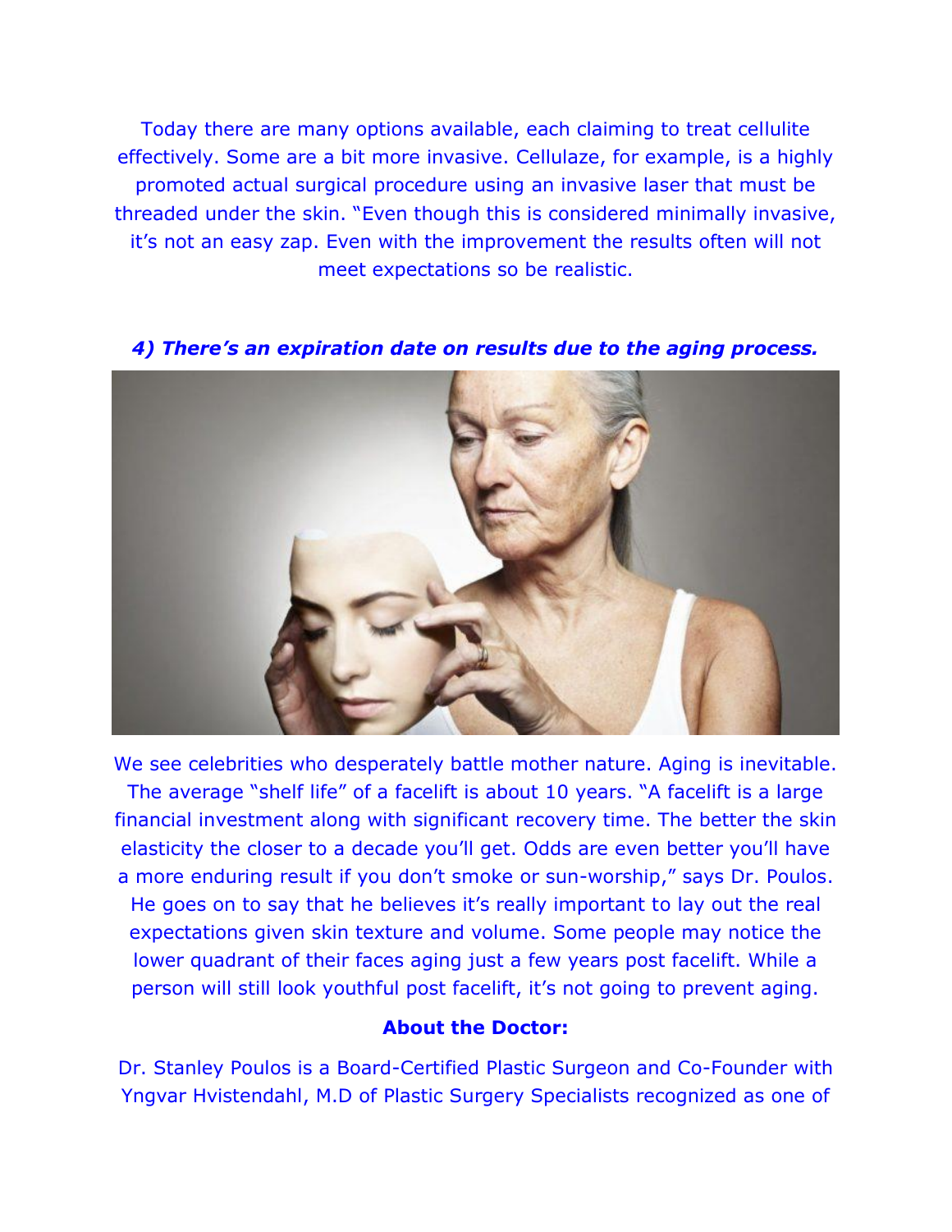Today there are many options available, each claiming to treat cellulite effectively. Some are a bit more invasive. Cellulaze, for example, is a highly promoted actual surgical procedure using an invasive laser that must be threaded under the skin. "Even though this is considered minimally invasive, it's not an easy zap. Even with the improvement the results often will not meet expectations so be realistic.

***4) There's an expiration date on results due to the aging process.***

We see celebrities who desperately battle mother nature. Aging is inevitable. The average "shelf life" of a facelift is about 10 years. "A facelift is a large financial investment along with significant recovery time. The better the skin elasticity the closer to a decade you'll get. Odds are even better you'll have a more enduring result if you don't smoke or sun-worship," says Dr. Poulos. He goes on to say that he believes it's really important to lay out the real expectations given skin texture and volume. Some people may notice the lower quadrant of their faces aging just a few years post facelift. While a person will still look youthful post facelift, it's not going to prevent aging.

**About the Doctor:**

Dr. Stanley Poulos is a Board-Certified Plastic Surgeon and Co-Founder with Yngvar Hvistendahl, M.D of Plastic Surgery Specialists recognized as one of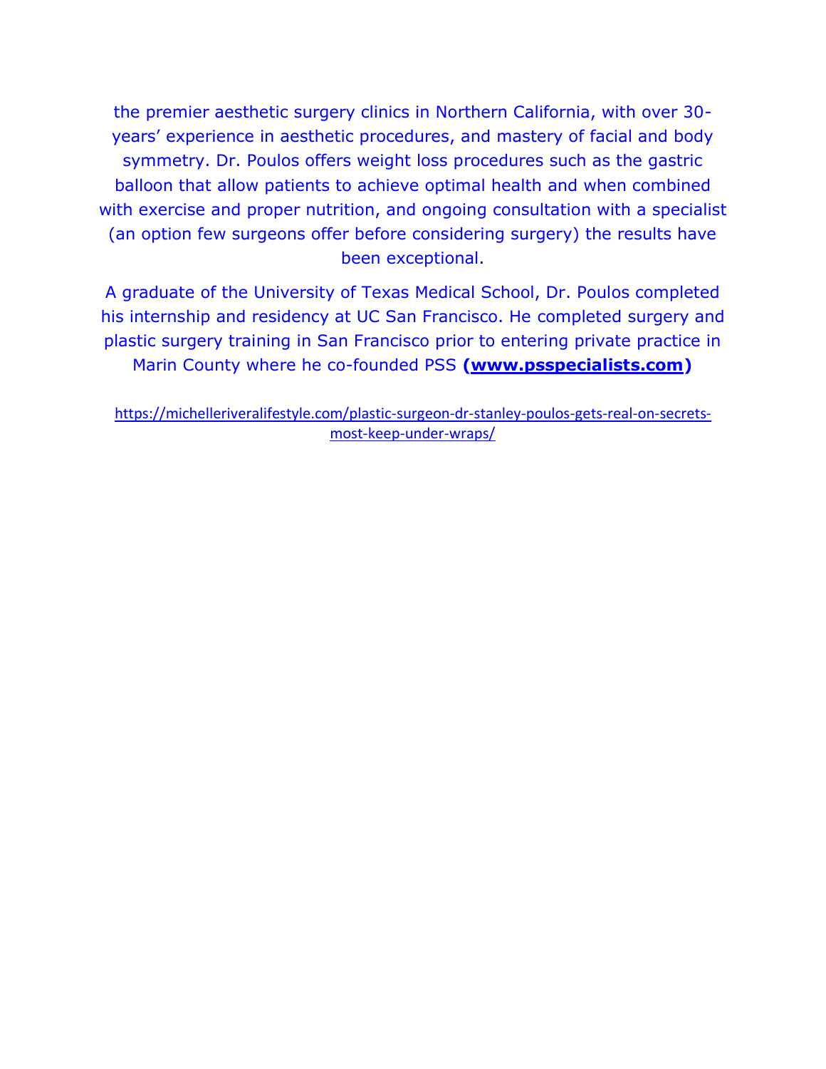the premier aesthetic surgery clinics in Northern California, with over 30-years' experience in aesthetic procedures, and mastery of facial and body symmetry. Dr. Poulos offers weight loss procedures such as the gastric balloon that allow patients to achieve optimal health and when combined with exercise and proper nutrition, and ongoing consultation with a specialist (an option few surgeons offer before considering surgery) the results have been exceptional.

A graduate of the University of Texas Medical School, Dr. Poulos completed his internship and residency at UC San Francisco. He completed surgery and plastic surgery training in San Francisco prior to entering private practice in Marin County where he co-founded PSS **(www.psspecialists.com)**

https://michelleriveralifestyle.com/plastic-surgeon-dr-stanley-poulos-gets-real-on-secrets-most-keep-under-wraps/